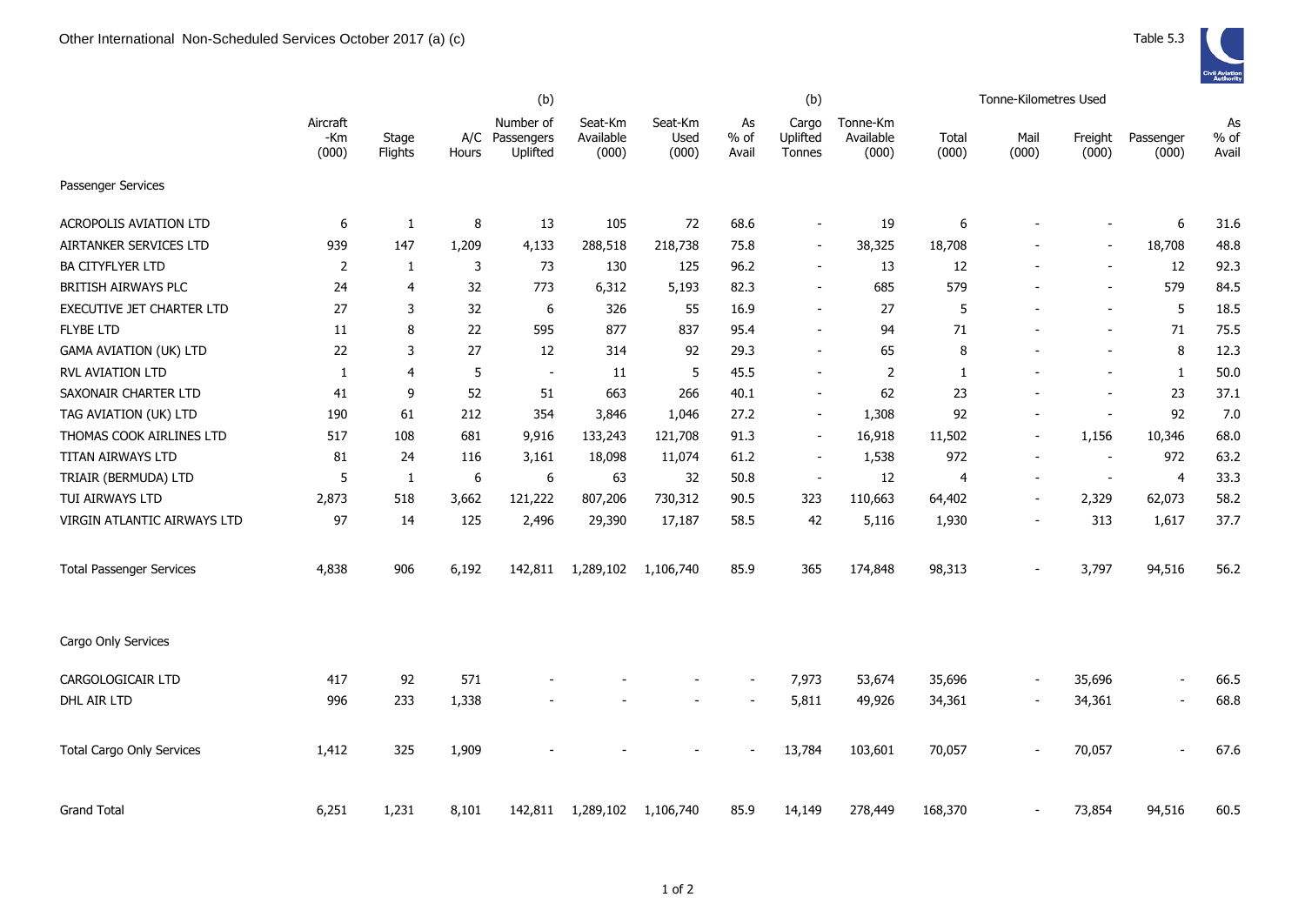# Other International Non-Scheduled Services October 2017 (a) (c)

Table 5.3

| | Aircraft -Km (000) | Stage Flights | A/C Hours | (b) Number of Passengers Uplifted | Seat-Km Available (000) | Seat-Km Used (000) | As % of Avail | (b) Cargo Uplifted Tonnes | Tonne-Km Available (000) | Tonne-Kilometres Used Total (000) | Mail (000) | Freight (000) | Passenger (000) | As % of Avail |
|---|---|---|---|---|---|---|---|---|---|---|---|---|---|---|
| **Passenger Services** | | | | | | | | | | | | | | |
| ACROPOLIS AVIATION LTD | 6 | 1 | 8 | 13 | 105 | 72 | 68.6 | - | 19 | 6 | - | - | 6 | 31.6 |
| AIRTANKER SERVICES LTD | 939 | 147 | 1,209 | 4,133 | 288,518 | 218,738 | 75.8 | - | 38,325 | 18,708 | - | - | 18,708 | 48.8 |
| BA CITYFLYER LTD | 2 | 1 | 3 | 73 | 130 | 125 | 96.2 | - | 13 | 12 | - | - | 12 | 92.3 |
| BRITISH AIRWAYS PLC | 24 | 4 | 32 | 773 | 6,312 | 5,193 | 82.3 | - | 685 | 579 | - | - | 579 | 84.5 |
| EXECUTIVE JET CHARTER LTD | 27 | 3 | 32 | 6 | 326 | 55 | 16.9 | - | 27 | 5 | - | - | 5 | 18.5 |
| FLYBE LTD | 11 | 8 | 22 | 595 | 877 | 837 | 95.4 | - | 94 | 71 | - | - | 71 | 75.5 |
| GAMA AVIATION (UK) LTD | 22 | 3 | 27 | 12 | 314 | 92 | 29.3 | - | 65 | 8 | - | - | 8 | 12.3 |
| RVL AVIATION LTD | 1 | 4 | 5 | - | 11 | 5 | 45.5 | - | 2 | 1 | - | - | 1 | 50.0 |
| SAXONAIR CHARTER LTD | 41 | 9 | 52 | 51 | 663 | 266 | 40.1 | - | 62 | 23 | - | - | 23 | 37.1 |
| TAG AVIATION (UK) LTD | 190 | 61 | 212 | 354 | 3,846 | 1,046 | 27.2 | - | 1,308 | 92 | - | - | 92 | 7.0 |
| THOMAS COOK AIRLINES LTD | 517 | 108 | 681 | 9,916 | 133,243 | 121,708 | 91.3 | - | 16,918 | 11,502 | - | 1,156 | 10,346 | 68.0 |
| TITAN AIRWAYS LTD | 81 | 24 | 116 | 3,161 | 18,098 | 11,074 | 61.2 | - | 1,538 | 972 | - | - | 972 | 63.2 |
| TRIAIR (BERMUDA) LTD | 5 | 1 | 6 | 6 | 63 | 32 | 50.8 | - | 12 | 4 | - | - | 4 | 33.3 |
| TUI AIRWAYS LTD | 2,873 | 518 | 3,662 | 121,222 | 807,206 | 730,312 | 90.5 | 323 | 110,663 | 64,402 | - | 2,329 | 62,073 | 58.2 |
| VIRGIN ATLANTIC AIRWAYS LTD | 97 | 14 | 125 | 2,496 | 29,390 | 17,187 | 58.5 | 42 | 5,116 | 1,930 | - | 313 | 1,617 | 37.7 |
| Total Passenger Services | 4,838 | 906 | 6,192 | 142,811 | 1,289,102 | 1,106,740 | 85.9 | 365 | 174,848 | 98,313 | - | 3,797 | 94,516 | 56.2 |
| **Cargo Only Services** | | | | | | | | | | | | | | |
| CARGOLOGICAIR LTD | 417 | 92 | 571 | - | - | - | - | 7,973 | 53,674 | 35,696 | - | 35,696 | - | 66.5 |
| DHL AIR LTD | 996 | 233 | 1,338 | - | - | - | - | 5,811 | 49,926 | 34,361 | - | 34,361 | - | 68.8 |
| Total Cargo Only Services | 1,412 | 325 | 1,909 | - | - | - | - | 13,784 | 103,601 | 70,057 | - | 70,057 | - | 67.6 |
| Grand Total | 6,251 | 1,231 | 8,101 | 142,811 | 1,289,102 | 1,106,740 | 85.9 | 14,149 | 278,449 | 168,370 | - | 73,854 | 94,516 | 60.5 |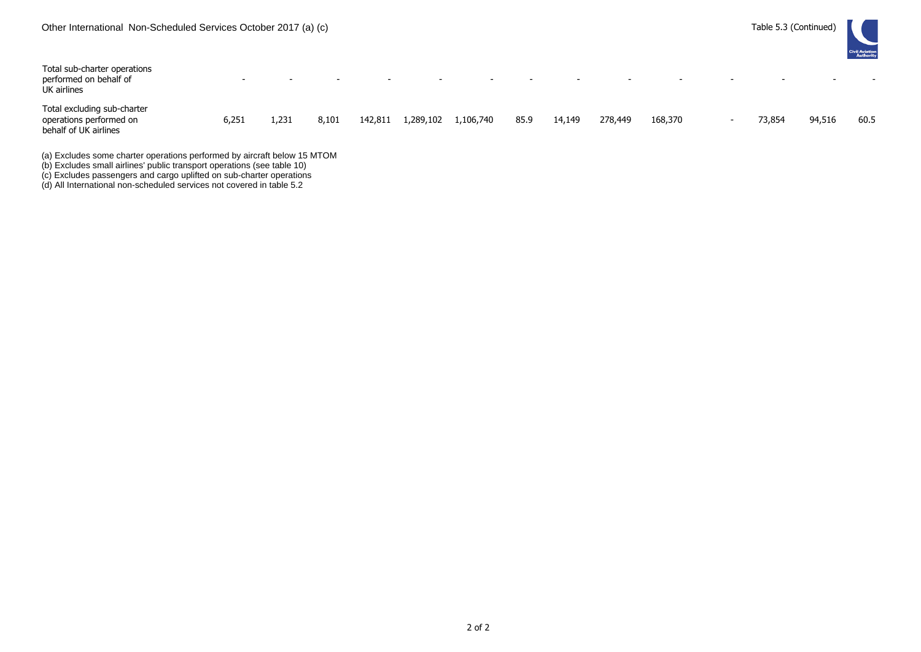Other International Non-Scheduled Services October 2017 (a) (c)

Table 5.3 (Continued)

| | | | | | | | | | | | | | | |
|---|---|---|---|---|---|---|---|---|---|---|---|---|---|---|
| Total sub-charter operations performed on behalf of UK airlines | - | - | - | - | - | - | - | - | - | - | - | - | - | - |
| Total excluding sub-charter operations performed on behalf of UK airlines | 6,251 | 1,231 | 8,101 | 142,811 | 1,289,102 | 1,106,740 | 85.9 | 14,149 | 278,449 | 168,370 | - | 73,854 | 94,516 | 60.5 |

(a) Excludes some charter operations performed by aircraft below 15 MTOM
(b) Excludes small airlines' public transport operations (see table 10)
(c) Excludes passengers and cargo uplifted on sub-charter operations
(d) All International non-scheduled services not covered in table 5.2